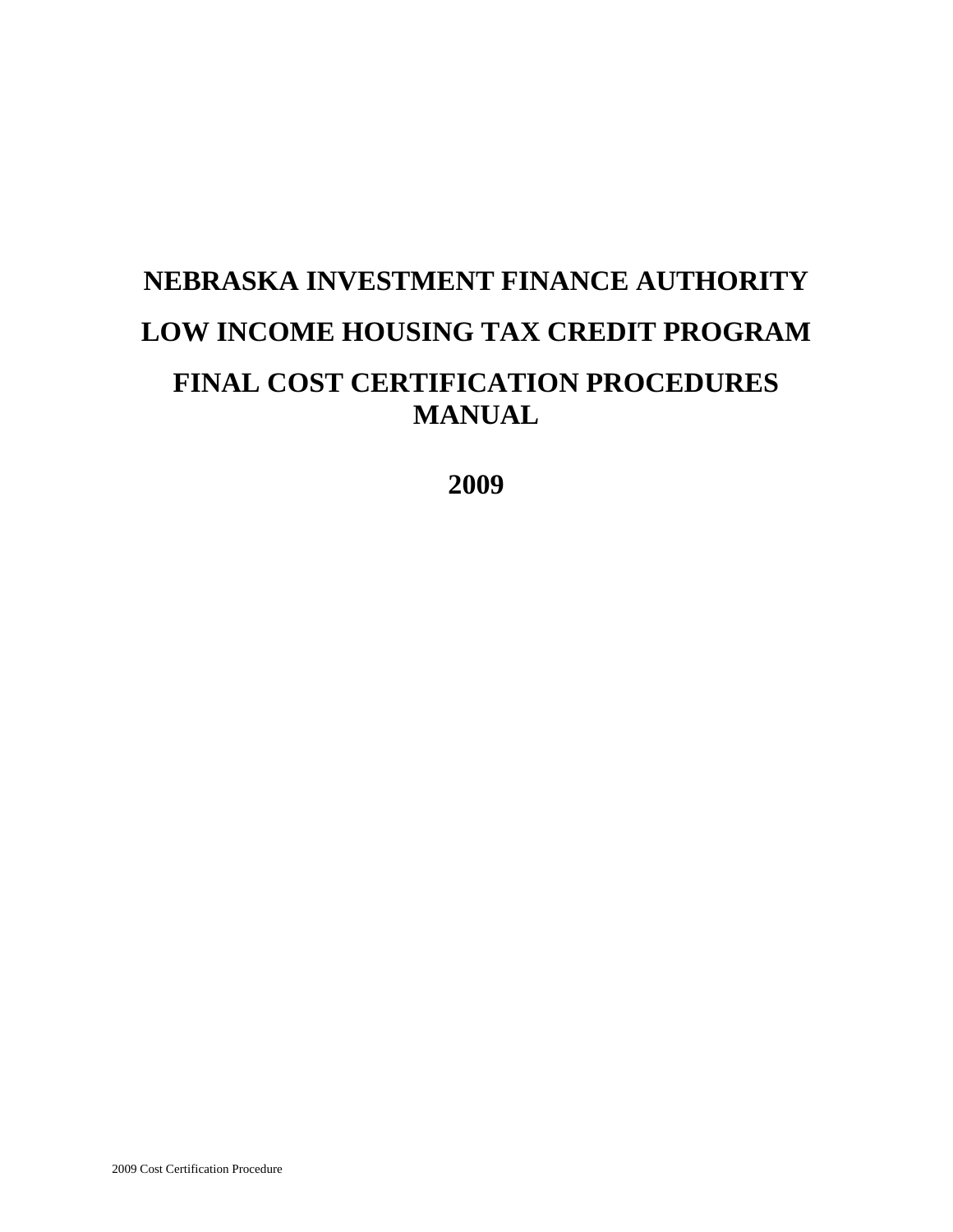# NEBRASKA INVESTMENT FINANCE AUTHORITY

# LOW INCOME HOUSING TAX CREDIT PROGRAM

# FINAL COST CERTIFICATION PROCEDURES MANUAL

# 2009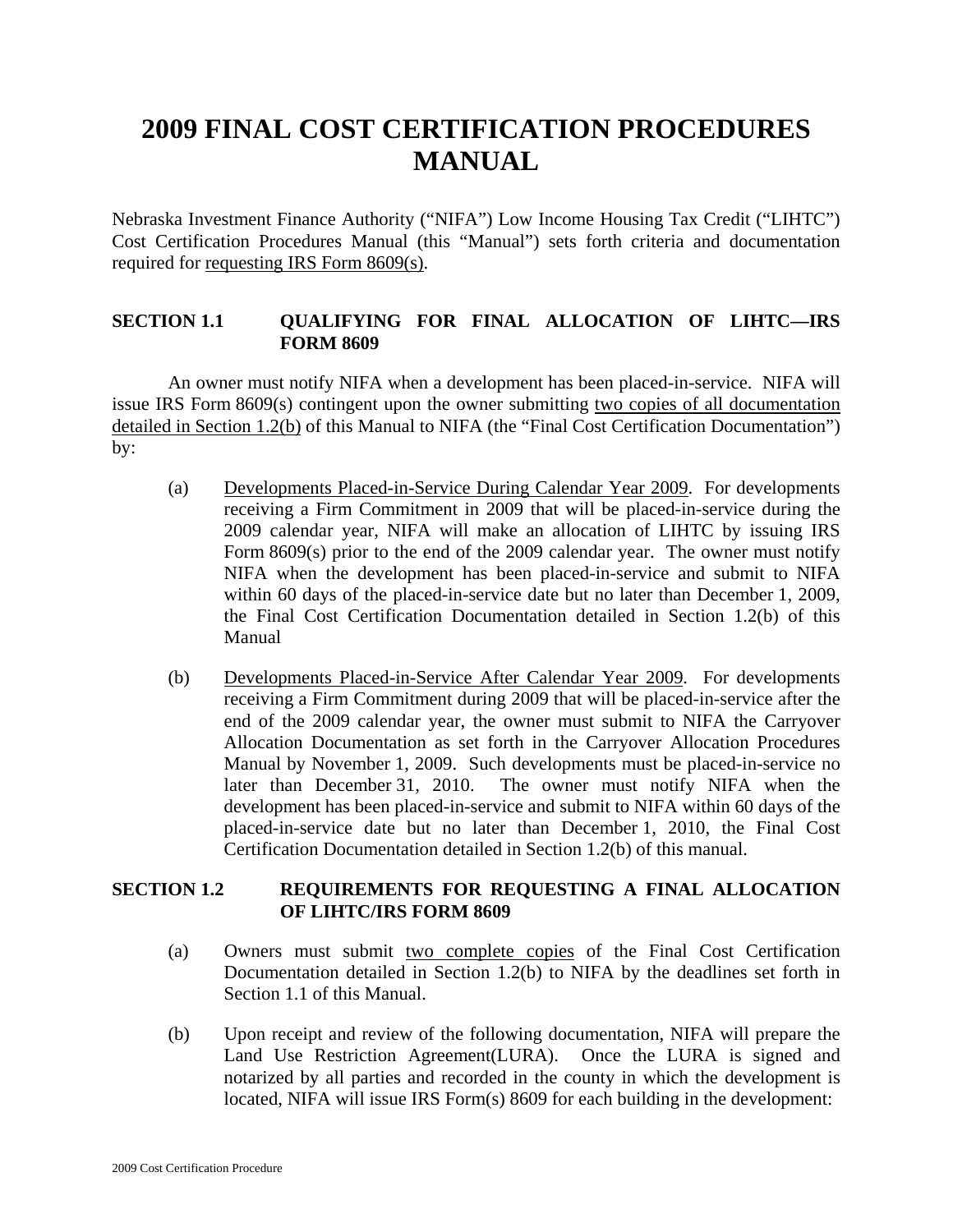# 2009 FINAL COST CERTIFICATION PROCEDURES MANUAL

Nebraska Investment Finance Authority ("NIFA") Low Income Housing Tax Credit ("LIHTC") Cost Certification Procedures Manual (this "Manual") sets forth criteria and documentation required for requesting IRS Form 8609(s).

## SECTION 1.1 QUALIFYING FOR FINAL ALLOCATION OF LIHTC—IRS FORM 8609

An owner must notify NIFA when a development has been placed-in-service. NIFA will issue IRS Form 8609(s) contingent upon the owner submitting two copies of all documentation detailed in Section 1.2(b) of this Manual to NIFA (the "Final Cost Certification Documentation") by:

(a) Developments Placed-in-Service During Calendar Year 2009. For developments receiving a Firm Commitment in 2009 that will be placed-in-service during the 2009 calendar year, NIFA will make an allocation of LIHTC by issuing IRS Form 8609(s) prior to the end of the 2009 calendar year. The owner must notify NIFA when the development has been placed-in-service and submit to NIFA within 60 days of the placed-in-service date but no later than December 1, 2009, the Final Cost Certification Documentation detailed in Section 1.2(b) of this Manual

(b) Developments Placed-in-Service After Calendar Year 2009. For developments receiving a Firm Commitment during 2009 that will be placed-in-service after the end of the 2009 calendar year, the owner must submit to NIFA the Carryover Allocation Documentation as set forth in the Carryover Allocation Procedures Manual by November 1, 2009. Such developments must be placed-in-service no later than December 31, 2010. The owner must notify NIFA when the development has been placed-in-service and submit to NIFA within 60 days of the placed-in-service date but no later than December 1, 2010, the Final Cost Certification Documentation detailed in Section 1.2(b) of this manual.

## SECTION 1.2 REQUIREMENTS FOR REQUESTING A FINAL ALLOCATION OF LIHTC/IRS FORM 8609

(a) Owners must submit two complete copies of the Final Cost Certification Documentation detailed in Section 1.2(b) to NIFA by the deadlines set forth in Section 1.1 of this Manual.

(b) Upon receipt and review of the following documentation, NIFA will prepare the Land Use Restriction Agreement(LURA). Once the LURA is signed and notarized by all parties and recorded in the county in which the development is located, NIFA will issue IRS Form(s) 8609 for each building in the development: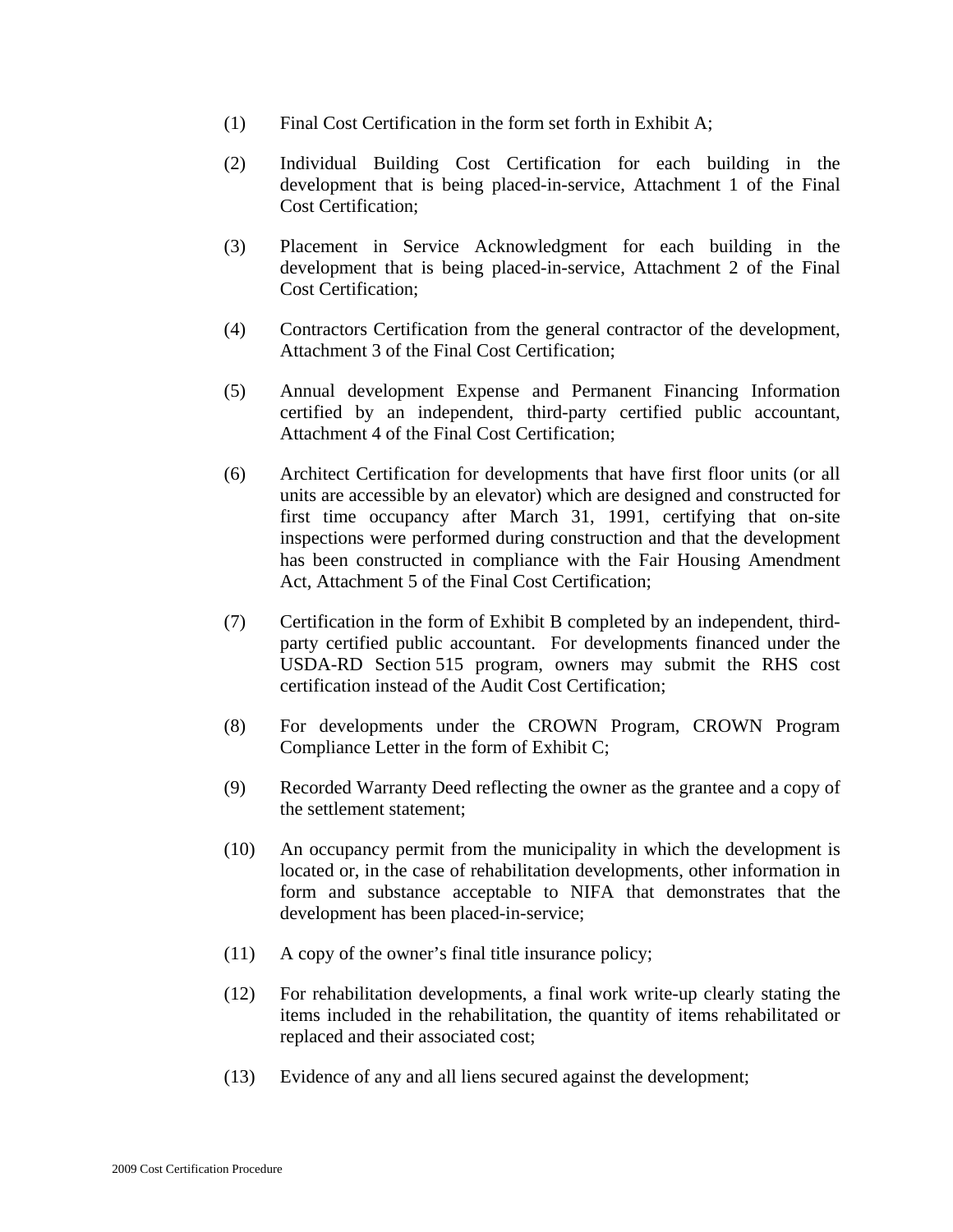(1) Final Cost Certification in the form set forth in Exhibit A;

(2) Individual Building Cost Certification for each building in the development that is being placed-in-service, Attachment 1 of the Final Cost Certification;

(3) Placement in Service Acknowledgment for each building in the development that is being placed-in-service, Attachment 2 of the Final Cost Certification;

(4) Contractors Certification from the general contractor of the development, Attachment 3 of the Final Cost Certification;

(5) Annual development Expense and Permanent Financing Information certified by an independent, third-party certified public accountant, Attachment 4 of the Final Cost Certification;

(6) Architect Certification for developments that have first floor units (or all units are accessible by an elevator) which are designed and constructed for first time occupancy after March 31, 1991, certifying that on-site inspections were performed during construction and that the development has been constructed in compliance with the Fair Housing Amendment Act, Attachment 5 of the Final Cost Certification;

(7) Certification in the form of Exhibit B completed by an independent, third-party certified public accountant. For developments financed under the USDA-RD Section 515 program, owners may submit the RHS cost certification instead of the Audit Cost Certification;

(8) For developments under the CROWN Program, CROWN Program Compliance Letter in the form of Exhibit C;

(9) Recorded Warranty Deed reflecting the owner as the grantee and a copy of the settlement statement;

(10) An occupancy permit from the municipality in which the development is located or, in the case of rehabilitation developments, other information in form and substance acceptable to NIFA that demonstrates that the development has been placed-in-service;

(11) A copy of the owner's final title insurance policy;

(12) For rehabilitation developments, a final work write-up clearly stating the items included in the rehabilitation, the quantity of items rehabilitated or replaced and their associated cost;

(13) Evidence of any and all liens secured against the development;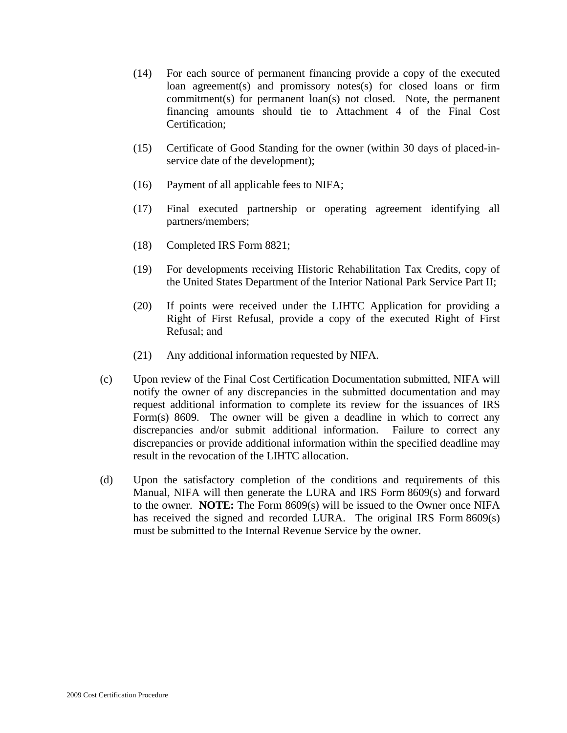(14) For each source of permanent financing provide a copy of the executed loan agreement(s) and promissory notes(s) for closed loans or firm commitment(s) for permanent loan(s) not closed. Note, the permanent financing amounts should tie to Attachment 4 of the Final Cost Certification;

(15) Certificate of Good Standing for the owner (within 30 days of placed-in-service date of the development);

(16) Payment of all applicable fees to NIFA;

(17) Final executed partnership or operating agreement identifying all partners/members;

(18) Completed IRS Form 8821;

(19) For developments receiving Historic Rehabilitation Tax Credits, copy of the United States Department of the Interior National Park Service Part II;

(20) If points were received under the LIHTC Application for providing a Right of First Refusal, provide a copy of the executed Right of First Refusal; and

(21) Any additional information requested by NIFA.

(c) Upon review of the Final Cost Certification Documentation submitted, NIFA will notify the owner of any discrepancies in the submitted documentation and may request additional information to complete its review for the issuances of IRS Form(s) 8609. The owner will be given a deadline in which to correct any discrepancies and/or submit additional information. Failure to correct any discrepancies or provide additional information within the specified deadline may result in the revocation of the LIHTC allocation.

(d) Upon the satisfactory completion of the conditions and requirements of this Manual, NIFA will then generate the LURA and IRS Form 8609(s) and forward to the owner. **NOTE:** The Form 8609(s) will be issued to the Owner once NIFA has received the signed and recorded LURA. The original IRS Form 8609(s) must be submitted to the Internal Revenue Service by the owner.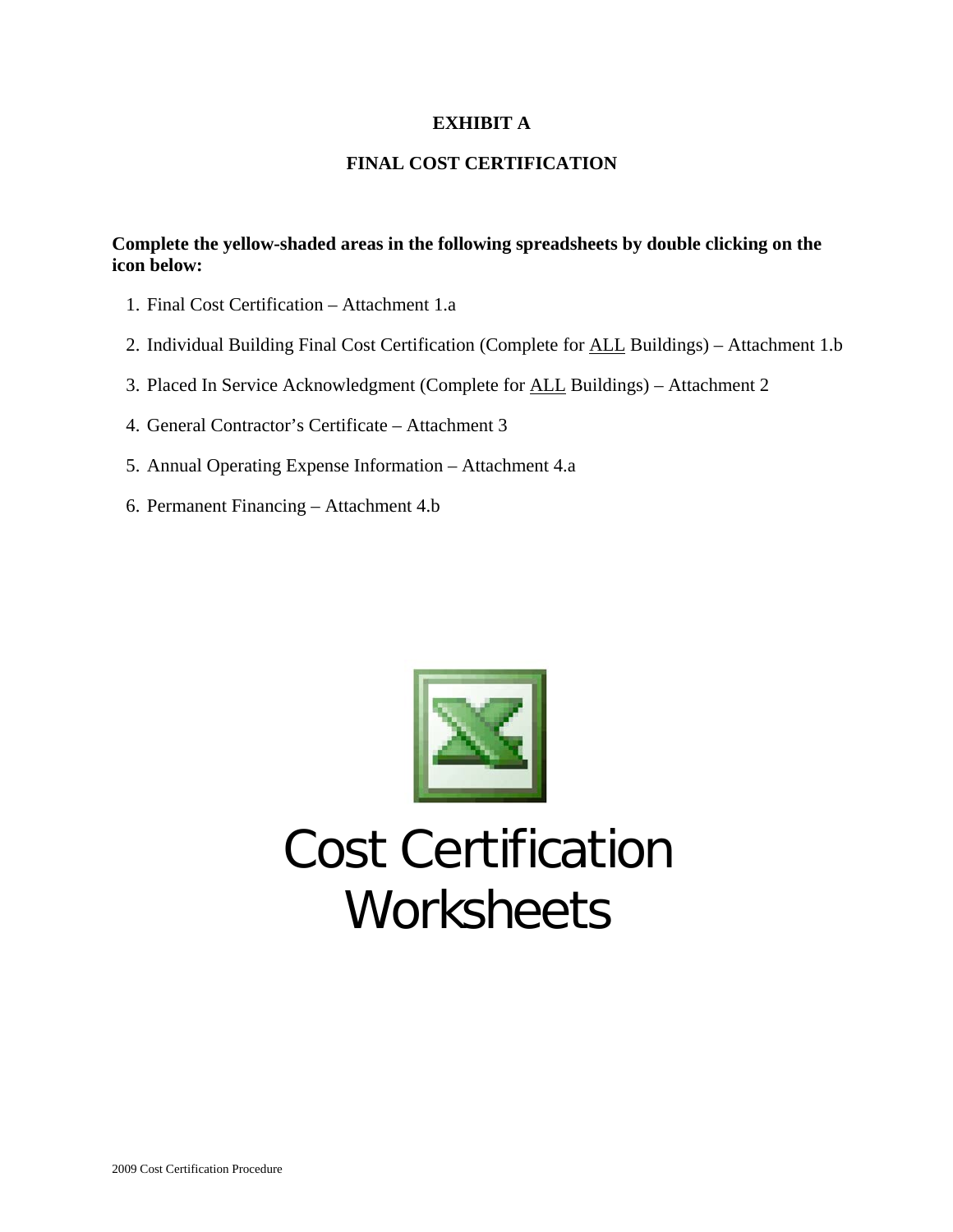**EXHIBIT A**

**FINAL COST CERTIFICATION**

**Complete the yellow-shaded areas in the following spreadsheets by double clicking on the icon below:**

1. Final Cost Certification – Attachment 1.a
2. Individual Building Final Cost Certification (Complete for ALL Buildings) – Attachment 1.b
3. Placed In Service Acknowledgment (Complete for ALL Buildings) – Attachment 2
4. General Contractor's Certificate – Attachment 3
5. Annual Operating Expense Information – Attachment 4.a
6. Permanent Financing – Attachment 4.b

Cost Certification Worksheets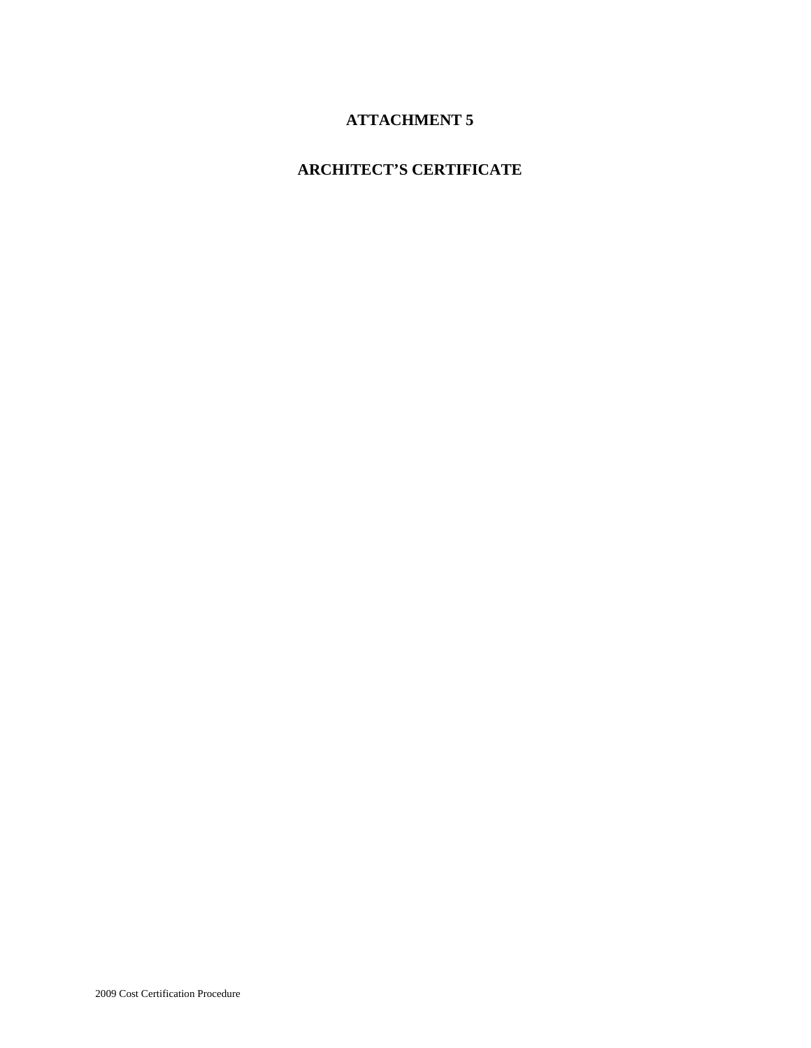# ATTACHMENT 5

# ARCHITECT'S CERTIFICATE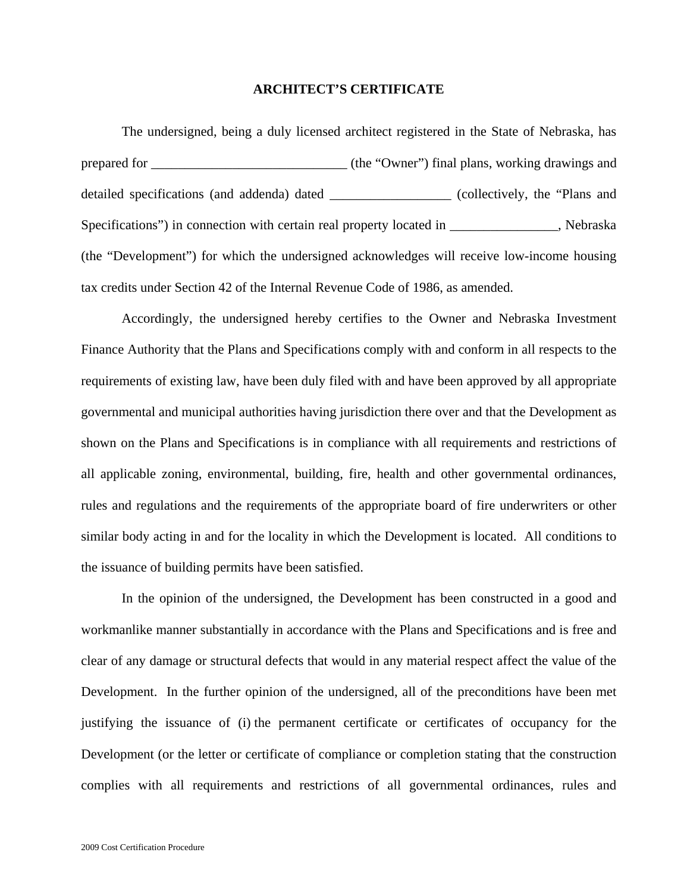**ARCHITECT'S CERTIFICATE**

The undersigned, being a duly licensed architect registered in the State of Nebraska, has prepared for _____________________________ (the "Owner") final plans, working drawings and detailed specifications (and addenda) dated __________________ (collectively, the "Plans and Specifications") in connection with certain real property located in ________________, Nebraska (the "Development") for which the undersigned acknowledges will receive low-income housing tax credits under Section 42 of the Internal Revenue Code of 1986, as amended.

Accordingly, the undersigned hereby certifies to the Owner and Nebraska Investment Finance Authority that the Plans and Specifications comply with and conform in all respects to the requirements of existing law, have been duly filed with and have been approved by all appropriate governmental and municipal authorities having jurisdiction there over and that the Development as shown on the Plans and Specifications is in compliance with all requirements and restrictions of all applicable zoning, environmental, building, fire, health and other governmental ordinances, rules and regulations and the requirements of the appropriate board of fire underwriters or other similar body acting in and for the locality in which the Development is located. All conditions to the issuance of building permits have been satisfied.

In the opinion of the undersigned, the Development has been constructed in a good and workmanlike manner substantially in accordance with the Plans and Specifications and is free and clear of any damage or structural defects that would in any material respect affect the value of the Development. In the further opinion of the undersigned, all of the preconditions have been met justifying the issuance of (i) the permanent certificate or certificates of occupancy for the Development (or the letter or certificate of compliance or completion stating that the construction complies with all requirements and restrictions of all governmental ordinances, rules and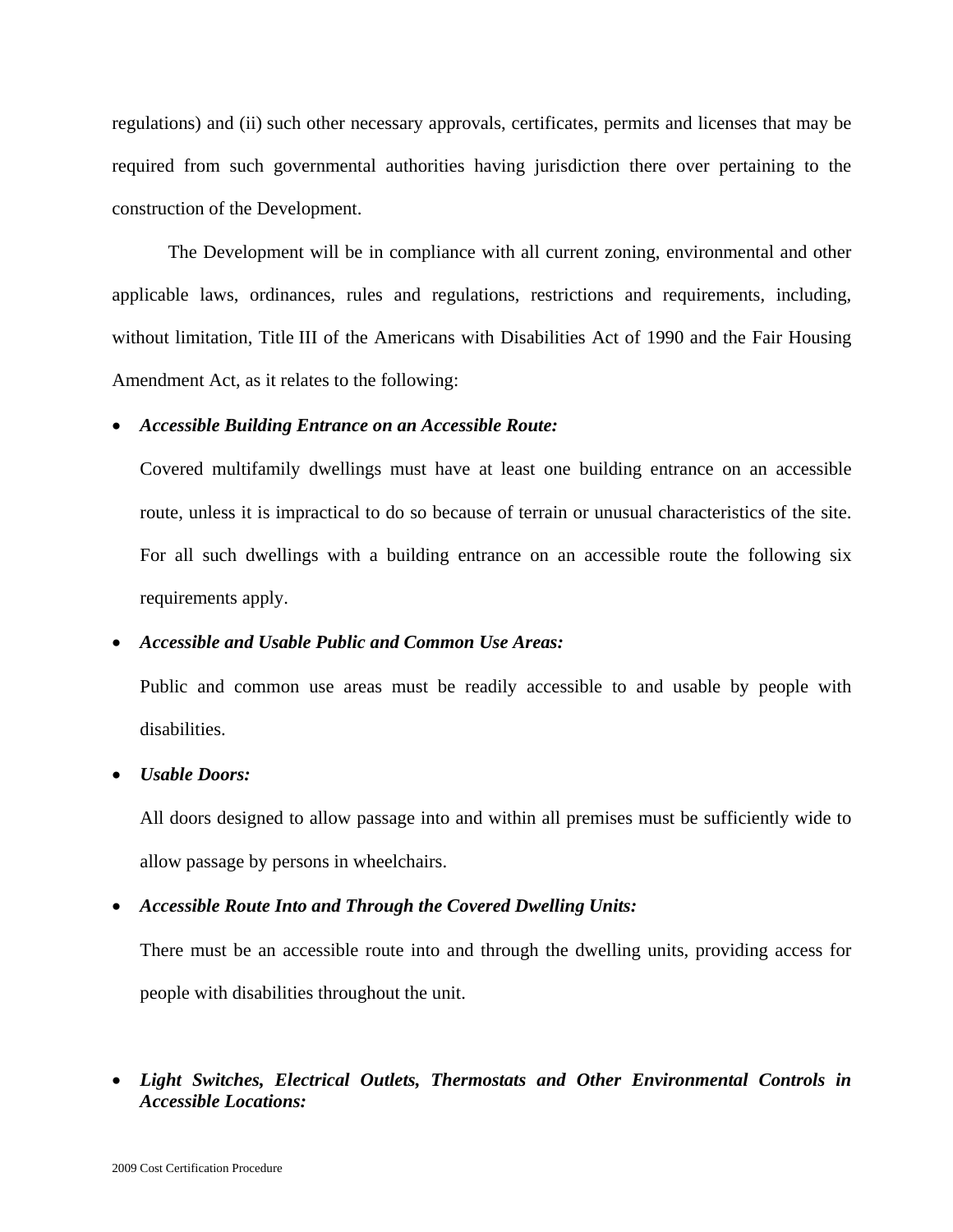regulations) and (ii) such other necessary approvals, certificates, permits and licenses that may be required from such governmental authorities having jurisdiction there over pertaining to the construction of the Development.

The Development will be in compliance with all current zoning, environmental and other applicable laws, ordinances, rules and regulations, restrictions and requirements, including, without limitation, Title III of the Americans with Disabilities Act of 1990 and the Fair Housing Amendment Act, as it relates to the following:

- ***Accessible Building Entrance on an Accessible Route:***

  Covered multifamily dwellings must have at least one building entrance on an accessible route, unless it is impractical to do so because of terrain or unusual characteristics of the site. For all such dwellings with a building entrance on an accessible route the following six requirements apply.

- ***Accessible and Usable Public and Common Use Areas:***

  Public and common use areas must be readily accessible to and usable by people with disabilities.

- ***Usable Doors:***

  All doors designed to allow passage into and within all premises must be sufficiently wide to allow passage by persons in wheelchairs.

- ***Accessible Route Into and Through the Covered Dwelling Units:***

  There must be an accessible route into and through the dwelling units, providing access for people with disabilities throughout the unit.

- ***Light Switches, Electrical Outlets, Thermostats and Other Environmental Controls in Accessible Locations:***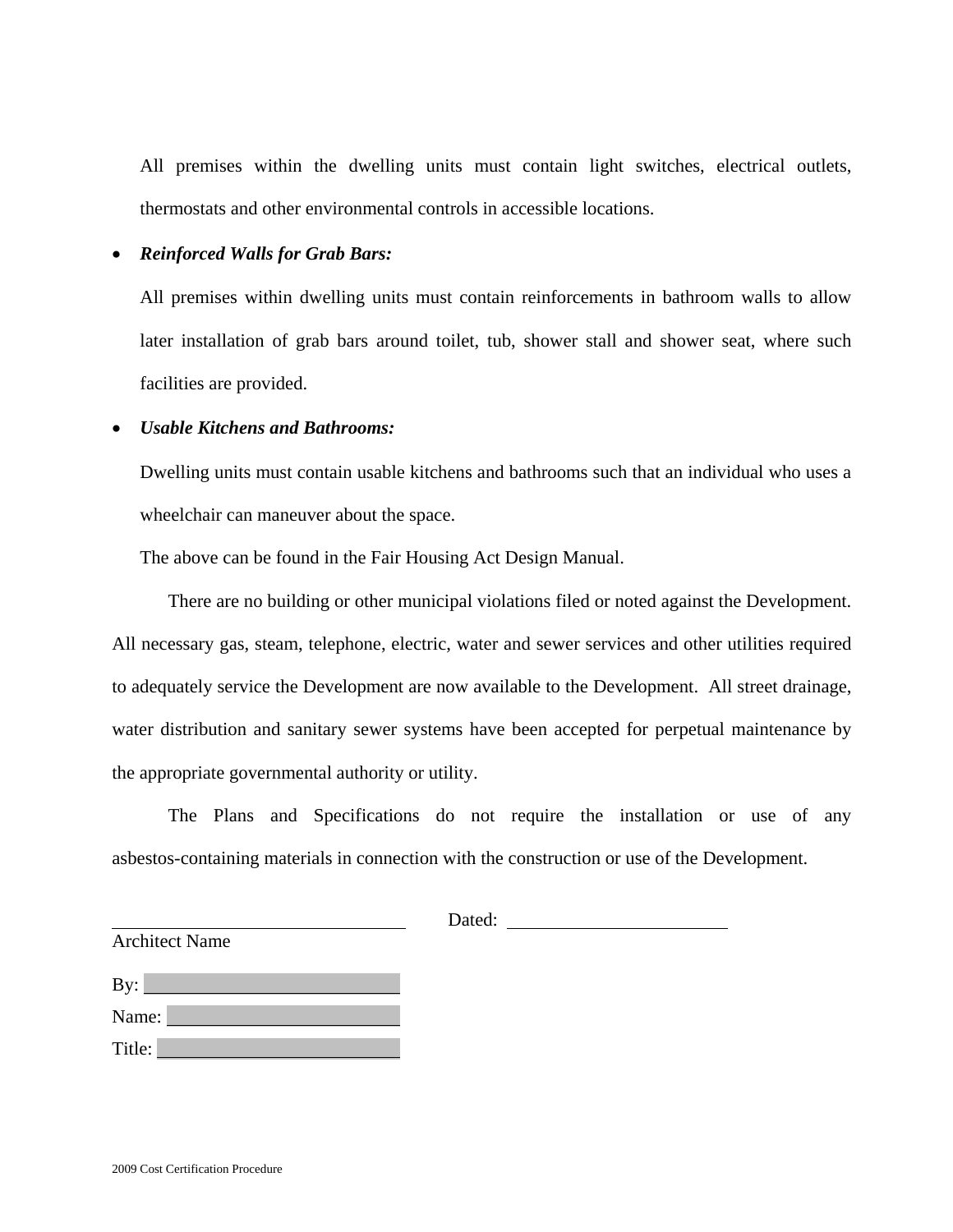All premises within the dwelling units must contain light switches, electrical outlets, thermostats and other environmental controls in accessible locations.

- ***Reinforced Walls for Grab Bars:***

  All premises within dwelling units must contain reinforcements in bathroom walls to allow later installation of grab bars around toilet, tub, shower stall and shower seat, where such facilities are provided.

- ***Usable Kitchens and Bathrooms:***

  Dwelling units must contain usable kitchens and bathrooms such that an individual who uses a wheelchair can maneuver about the space.

  The above can be found in the Fair Housing Act Design Manual.

There are no building or other municipal violations filed or noted against the Development. All necessary gas, steam, telephone, electric, water and sewer services and other utilities required to adequately service the Development are now available to the Development. All street drainage, water distribution and sanitary sewer systems have been accepted for perpetual maintenance by the appropriate governmental authority or utility.

The Plans and Specifications do not require the installation or use of any asbestos-containing materials in connection with the construction or use of the Development.

\_\_\_\_\_\_\_\_\_\_\_\_\_\_\_\_\_\_\_\_\_\_\_\_\_\_\_\_\_\_ Dated: \_\_\_\_\_\_\_\_\_\_\_\_\_\_\_\_\_\_\_\_\_\_

Architect Name

By: \_\_\_\_\_\_\_\_\_\_\_\_\_\_\_\_\_\_\_\_\_\_\_\_\_\_

Name: \_\_\_\_\_\_\_\_\_\_\_\_\_\_\_\_\_\_\_\_\_\_\_\_

Title: \_\_\_\_\_\_\_\_\_\_\_\_\_\_\_\_\_\_\_\_\_\_\_\_\_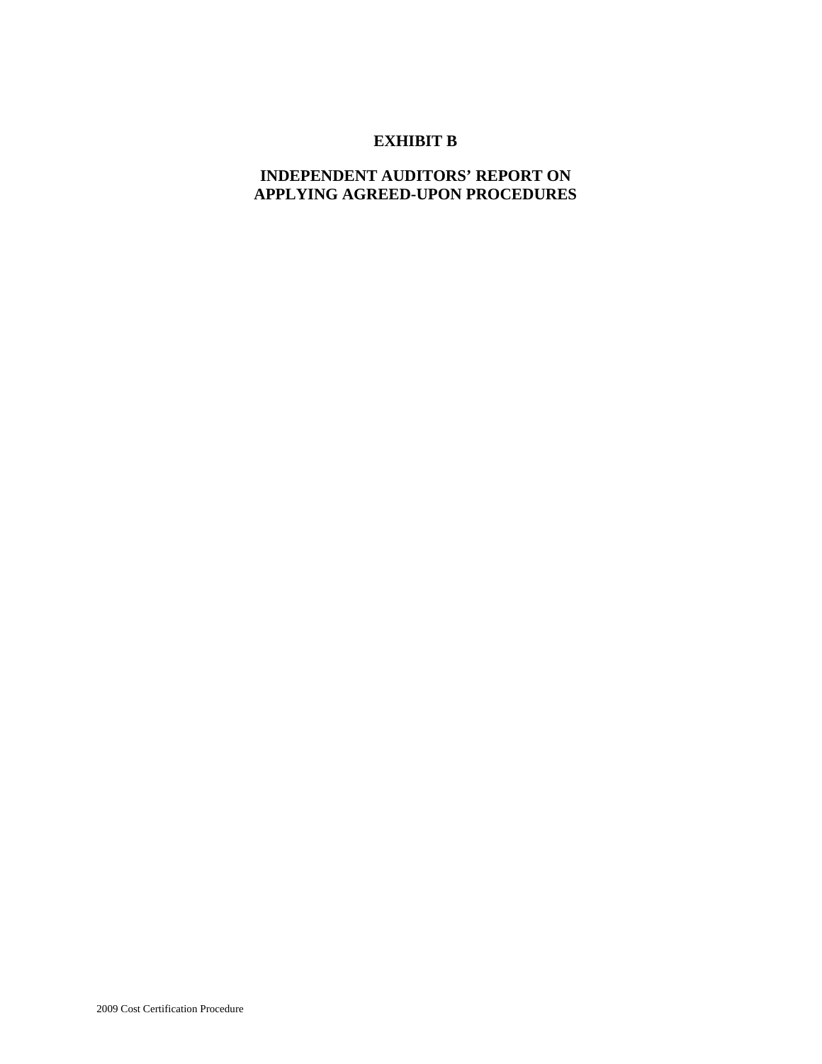# EXHIBIT B

## INDEPENDENT AUDITORS' REPORT ON APPLYING AGREED-UPON PROCEDURES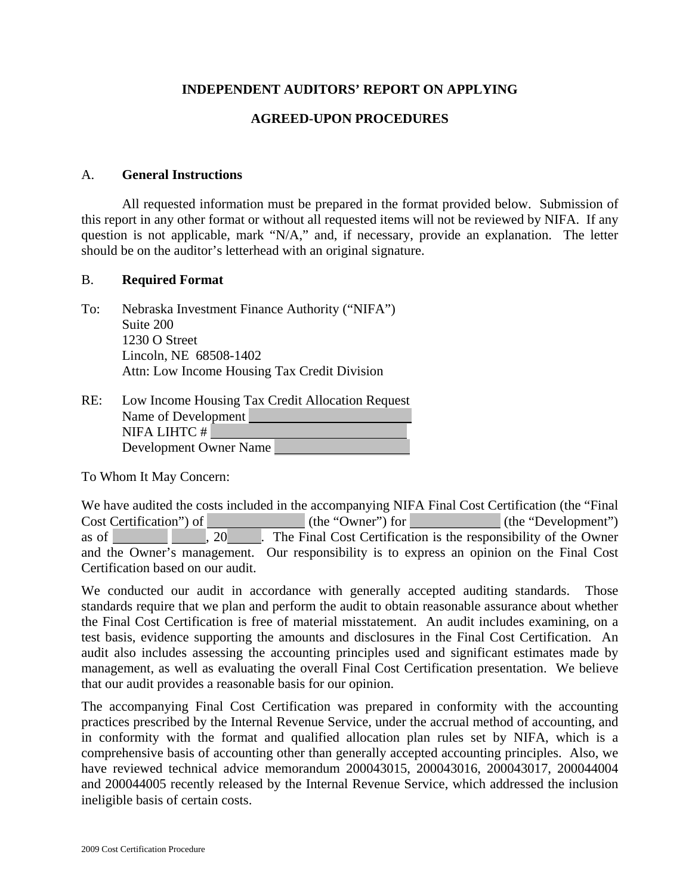**INDEPENDENT AUDITORS' REPORT ON APPLYING**

**AGREED-UPON PROCEDURES**

A. **General Instructions**

All requested information must be prepared in the format provided below. Submission of this report in any other format or without all requested items will not be reviewed by NIFA. If any question is not applicable, mark "N/A," and, if necessary, provide an explanation. The letter should be on the auditor's letterhead with an original signature.

B. **Required Format**

To: Nebraska Investment Finance Authority ("NIFA")
Suite 200
1230 O Street
Lincoln, NE 68508-1402
Attn: Low Income Housing Tax Credit Division

RE: Low Income Housing Tax Credit Allocation Request
Name of Development ____________________
NIFA LIHTC # ____________________
Development Owner Name ____________________

To Whom It May Concern:

We have audited the costs included in the accompanying NIFA Final Cost Certification (the "Final Cost Certification") of ______________ (the "Owner") for ______________ (the "Development") as of ________ _____, 20_____. The Final Cost Certification is the responsibility of the Owner and the Owner's management. Our responsibility is to express an opinion on the Final Cost Certification based on our audit.

We conducted our audit in accordance with generally accepted auditing standards. Those standards require that we plan and perform the audit to obtain reasonable assurance about whether the Final Cost Certification is free of material misstatement. An audit includes examining, on a test basis, evidence supporting the amounts and disclosures in the Final Cost Certification. An audit also includes assessing the accounting principles used and significant estimates made by management, as well as evaluating the overall Final Cost Certification presentation. We believe that our audit provides a reasonable basis for our opinion.

The accompanying Final Cost Certification was prepared in conformity with the accounting practices prescribed by the Internal Revenue Service, under the accrual method of accounting, and in conformity with the format and qualified allocation plan rules set by NIFA, which is a comprehensive basis of accounting other than generally accepted accounting principles. Also, we have reviewed technical advice memorandum 200043015, 200043016, 200043017, 200044004 and 200044005 recently released by the Internal Revenue Service, which addressed the inclusion ineligible basis of certain costs.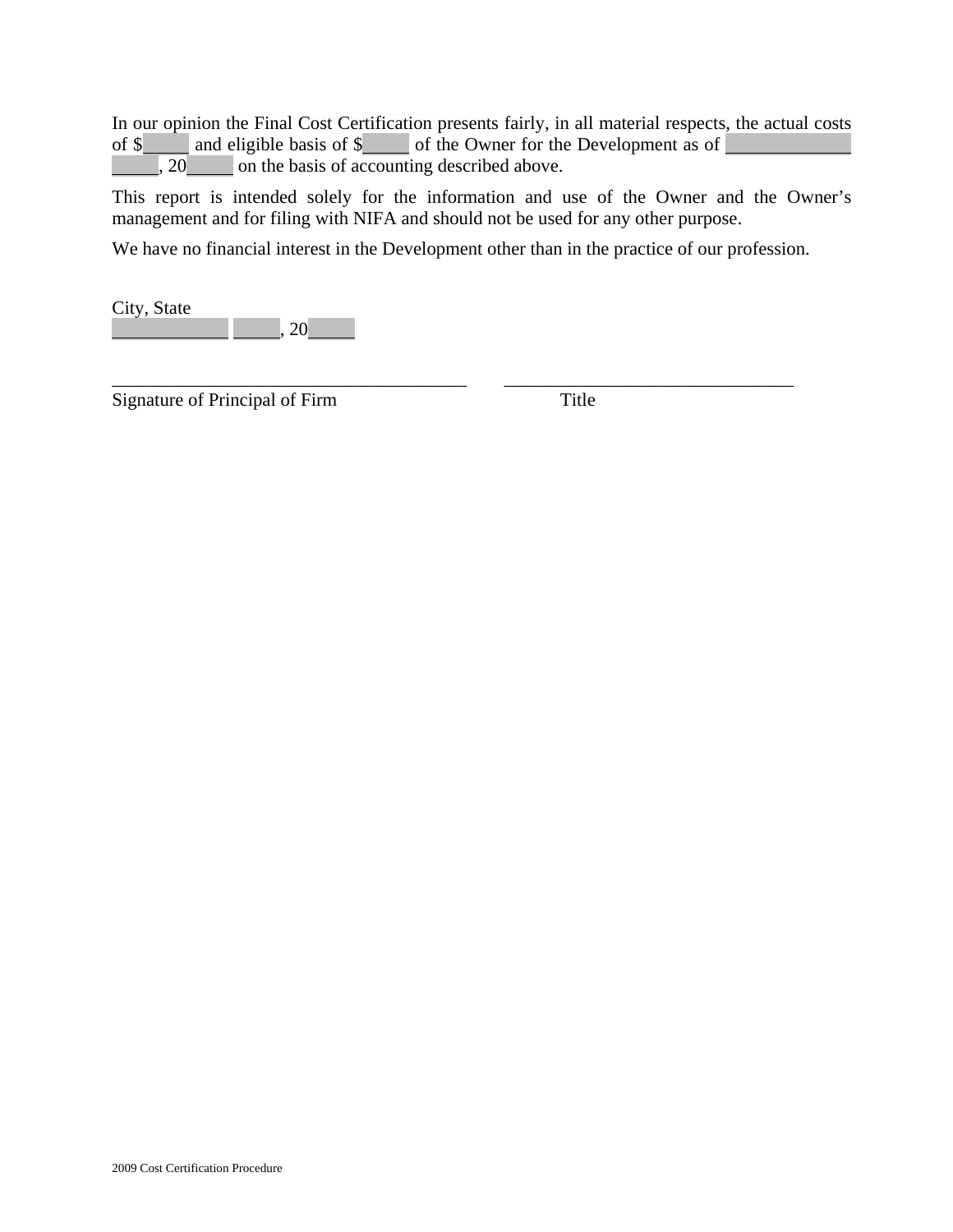In our opinion the Final Cost Certification presents fairly, in all material respects, the actual costs of $_____ and eligible basis of $_____ of the Owner for the Development as of _____________ _____, 20_____ on the basis of accounting described above.

This report is intended solely for the information and use of the Owner and the Owner's management and for filing with NIFA and should not be used for any other purpose.

We have no financial interest in the Development other than in the practice of our profession.

City, State
____________ _____, 20_____

_______________________________________ ________________________________
Signature of Principal of Firm Title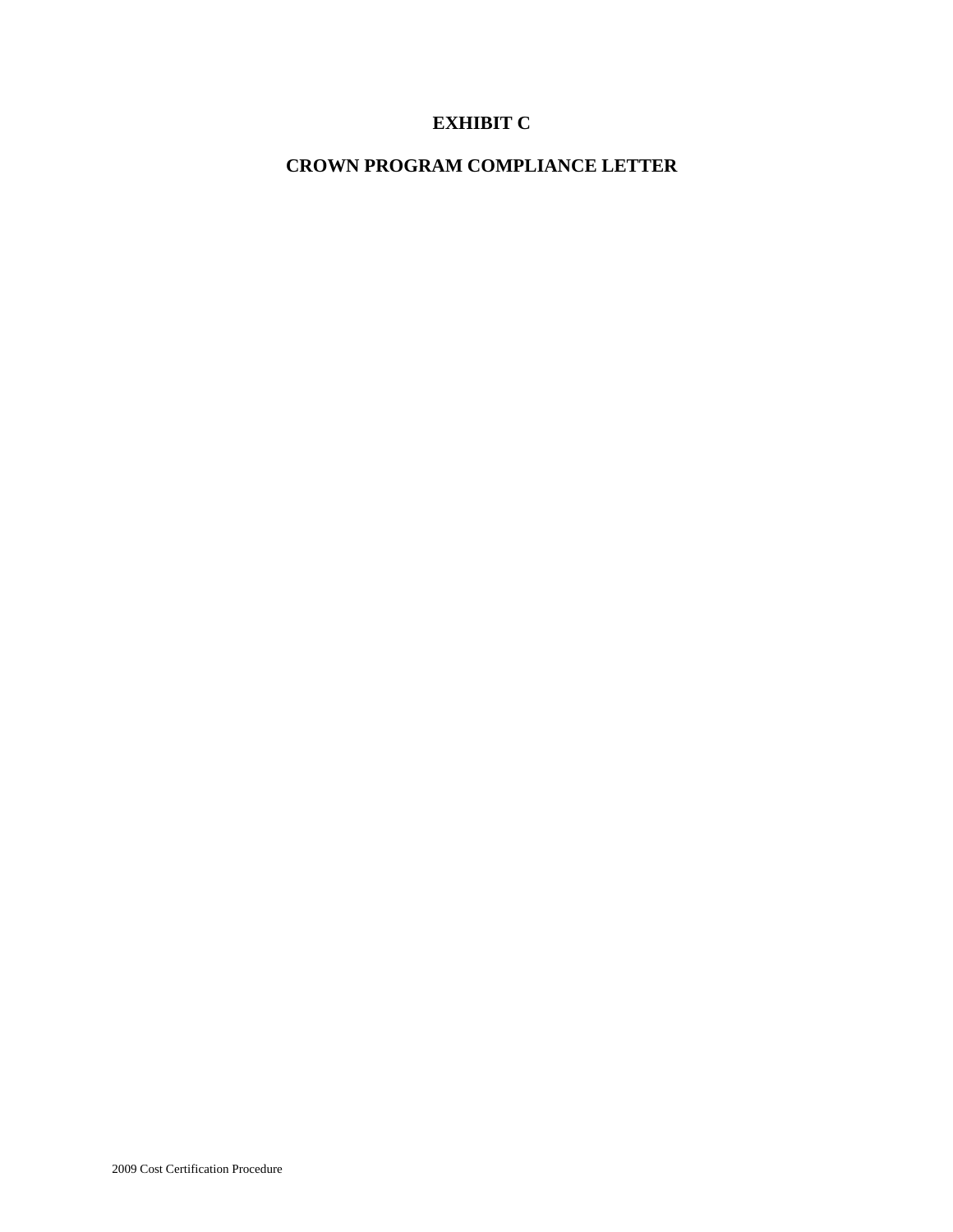# EXHIBIT C

# CROWN PROGRAM COMPLIANCE LETTER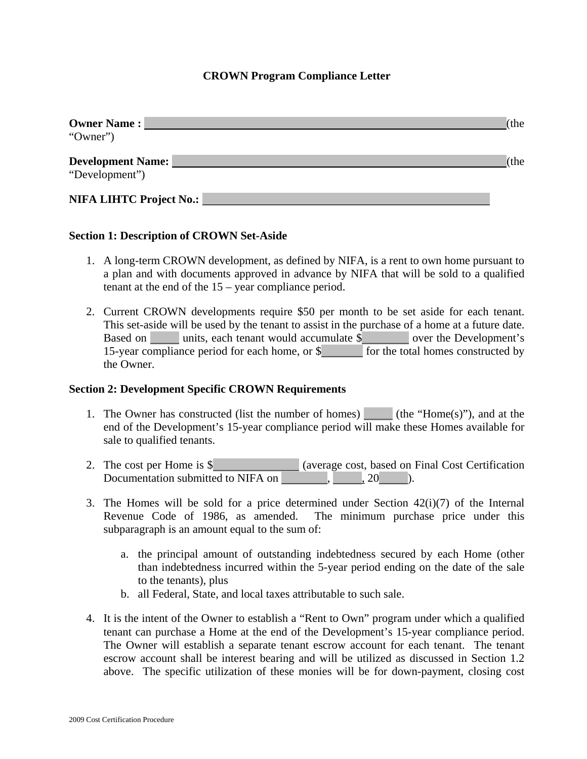# CROWN Program Compliance Letter

**Owner Name :** ________________________________________(the "Owner")

**Development Name:** ________________________________________(the "Development")

**NIFA LIHTC Project No.:** ________________________________

**Section 1: Description of CROWN Set-Aside**

1. A long-term CROWN development, as defined by NIFA, is a rent to own home pursuant to a plan and with documents approved in advance by NIFA that will be sold to a qualified tenant at the end of the 15 – year compliance period.

2. Current CROWN developments require $50 per month to be set aside for each tenant. This set-aside will be used by the tenant to assist in the purchase of a home at a future date. Based on _____ units, each tenant would accumulate $________ over the Development's 15-year compliance period for each home, or $_______ for the total homes constructed by the Owner.

**Section 2: Development Specific CROWN Requirements**

1. The Owner has constructed (list the number of homes) _____ (the "Home(s)"), and at the end of the Development's 15-year compliance period will make these Homes available for sale to qualified tenants.

2. The cost per Home is $_______________ (average cost, based on Final Cost Certification Documentation submitted to NIFA on ________, _____, 20_____).

3. The Homes will be sold for a price determined under Section 42(i)(7) of the Internal Revenue Code of 1986, as amended. The minimum purchase price under this subparagraph is an amount equal to the sum of:

   a. the principal amount of outstanding indebtedness secured by each Home (other than indebtedness incurred within the 5-year period ending on the date of the sale to the tenants), plus
   b. all Federal, State, and local taxes attributable to such sale.

4. It is the intent of the Owner to establish a "Rent to Own" program under which a qualified tenant can purchase a Home at the end of the Development's 15-year compliance period. The Owner will establish a separate tenant escrow account for each tenant. The tenant escrow account shall be interest bearing and will be utilized as discussed in Section 1.2 above. The specific utilization of these monies will be for down-payment, closing cost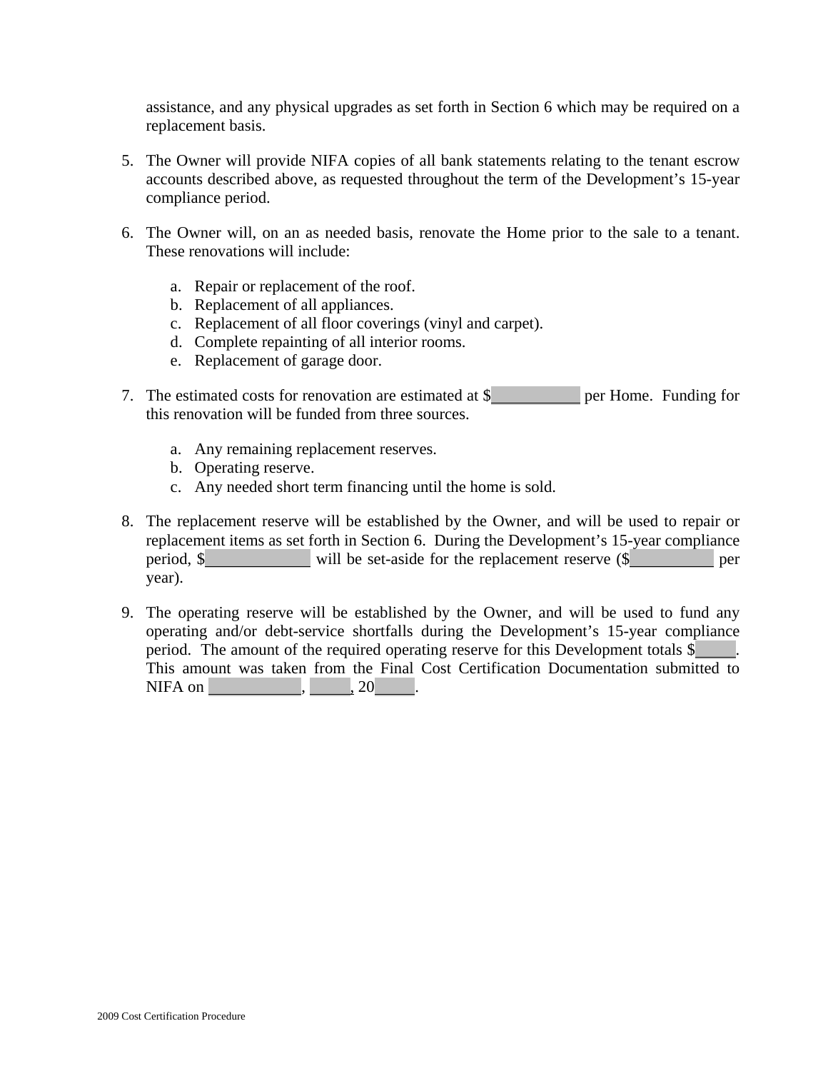assistance, and any physical upgrades as set forth in Section 6 which may be required on a replacement basis.

5. The Owner will provide NIFA copies of all bank statements relating to the tenant escrow accounts described above, as requested throughout the term of the Development's 15-year compliance period.

6. The Owner will, on an as needed basis, renovate the Home prior to the sale to a tenant. These renovations will include:

   a. Repair or replacement of the roof.
   b. Replacement of all appliances.
   c. Replacement of all floor coverings (vinyl and carpet).
   d. Complete repainting of all interior rooms.
   e. Replacement of garage door.

7. The estimated costs for renovation are estimated at $___________ per Home. Funding for this renovation will be funded from three sources.

   a. Any remaining replacement reserves.
   b. Operating reserve.
   c. Any needed short term financing until the home is sold.

8. The replacement reserve will be established by the Owner, and will be used to repair or replacement items as set forth in Section 6. During the Development's 15-year compliance period, $____________ will be set-aside for the replacement reserve ($__________ per year).

9. The operating reserve will be established by the Owner, and will be used to fund any operating and/or debt-service shortfalls during the Development's 15-year compliance period. The amount of the required operating reserve for this Development totals $_____. This amount was taken from the Final Cost Certification Documentation submitted to NIFA on ___________, _____, 20_____.